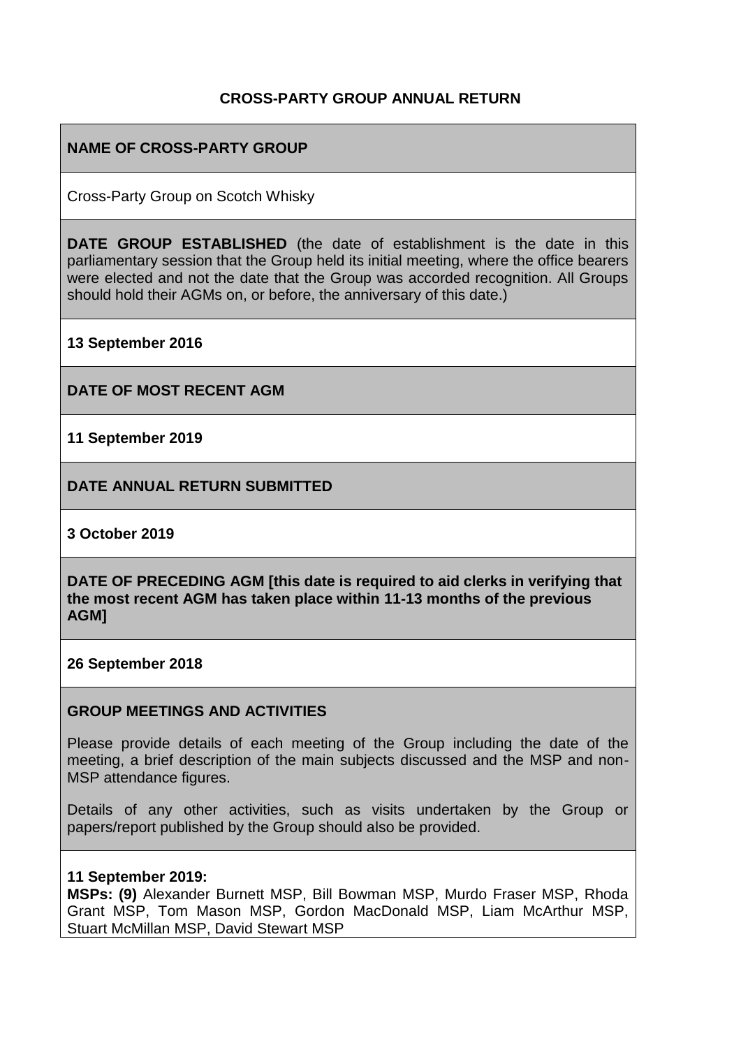**CROSS-PARTY GROUP ANNUAL RETURN**

**NAME OF CROSS-PARTY GROUP**

Cross-Party Group on Scotch Whisky

**DATE GROUP ESTABLISHED** (the date of establishment is the date in this parliamentary session that the Group held its initial meeting, where the office bearers were elected and not the date that the Group was accorded recognition. All Groups should hold their AGMs on, or before, the anniversary of this date.)

**13 September 2016**

**DATE OF MOST RECENT AGM**

**11 September 2019**

**DATE ANNUAL RETURN SUBMITTED**

**3 October 2019**

**DATE OF PRECEDING AGM [this date is required to aid clerks in verifying that the most recent AGM has taken place within 11-13 months of the previous AGM]**

**26 September 2018**

**GROUP MEETINGS AND ACTIVITIES**

Please provide details of each meeting of the Group including the date of the meeting, a brief description of the main subjects discussed and the MSP and non-MSP attendance figures.

Details of any other activities, such as visits undertaken by the Group or papers/report published by the Group should also be provided.

**11 September 2019:**
**MSPs: (9)** Alexander Burnett MSP, Bill Bowman MSP, Murdo Fraser MSP, Rhoda Grant MSP, Tom Mason MSP, Gordon MacDonald MSP, Liam McArthur MSP, Stuart McMillan MSP, David Stewart MSP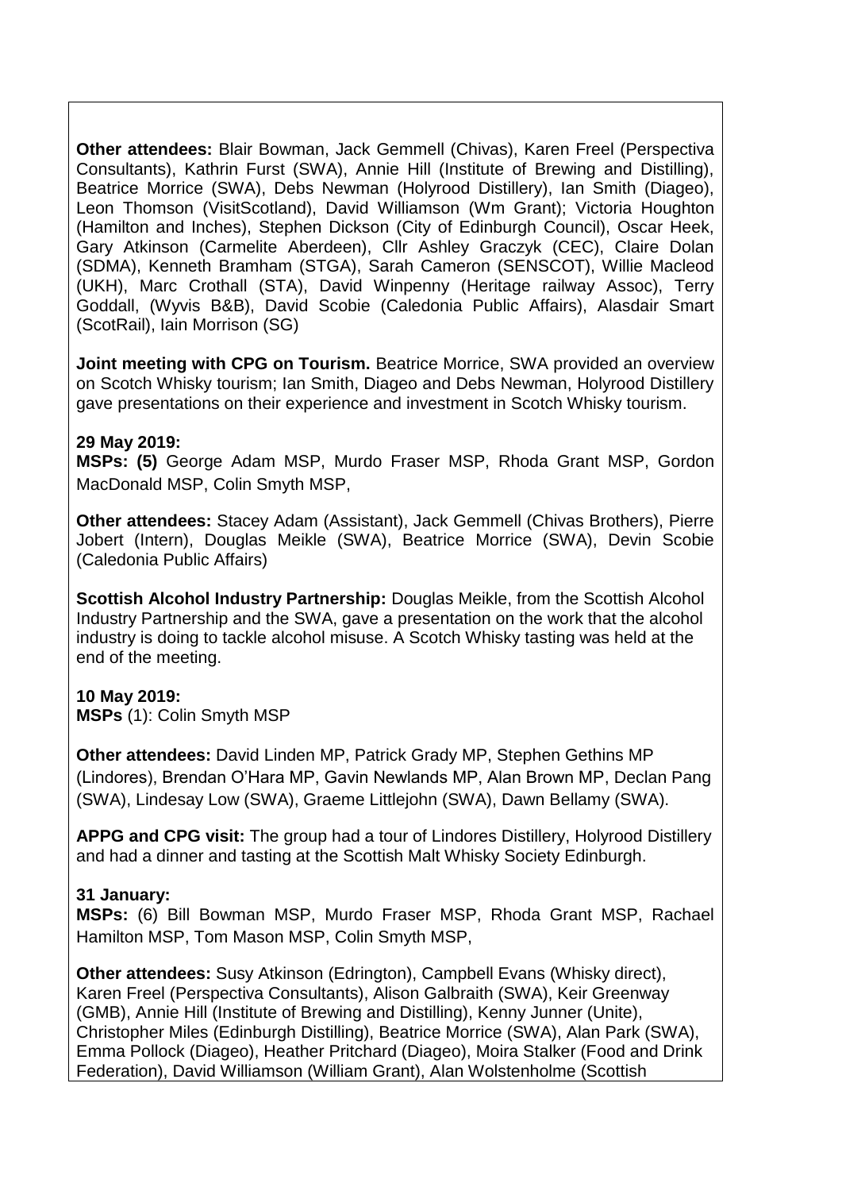**Other attendees:** Blair Bowman, Jack Gemmell (Chivas), Karen Freel (Perspectiva Consultants), Kathrin Furst (SWA), Annie Hill (Institute of Brewing and Distilling), Beatrice Morrice (SWA), Debs Newman (Holyrood Distillery), Ian Smith (Diageo), Leon Thomson (VisitScotland), David Williamson (Wm Grant); Victoria Houghton (Hamilton and Inches), Stephen Dickson (City of Edinburgh Council), Oscar Heek, Gary Atkinson (Carmelite Aberdeen), Cllr Ashley Graczyk (CEC), Claire Dolan (SDMA), Kenneth Bramham (STGA), Sarah Cameron (SENSCOT), Willie Macleod (UKH), Marc Crothall (STA), David Winpenny (Heritage railway Assoc), Terry Goddall, (Wyvis B&B), David Scobie (Caledonia Public Affairs), Alasdair Smart (ScotRail), Iain Morrison (SG)

**Joint meeting with CPG on Tourism.** Beatrice Morrice, SWA provided an overview on Scotch Whisky tourism; Ian Smith, Diageo and Debs Newman, Holyrood Distillery gave presentations on their experience and investment in Scotch Whisky tourism.

**29 May 2019:**
**MSPs: (5)** George Adam MSP, Murdo Fraser MSP, Rhoda Grant MSP, Gordon MacDonald MSP, Colin Smyth MSP,

**Other attendees:** Stacey Adam (Assistant), Jack Gemmell (Chivas Brothers), Pierre Jobert (Intern), Douglas Meikle (SWA), Beatrice Morrice (SWA), Devin Scobie (Caledonia Public Affairs)

**Scottish Alcohol Industry Partnership:** Douglas Meikle, from the Scottish Alcohol Industry Partnership and the SWA, gave a presentation on the work that the alcohol industry is doing to tackle alcohol misuse. A Scotch Whisky tasting was held at the end of the meeting.

**10 May 2019:**
**MSPs** (1): Colin Smyth MSP

**Other attendees:** David Linden MP, Patrick Grady MP, Stephen Gethins MP (Lindores), Brendan O'Hara MP, Gavin Newlands MP, Alan Brown MP, Declan Pang (SWA), Lindesay Low (SWA), Graeme Littlejohn (SWA), Dawn Bellamy (SWA).

**APPG and CPG visit:** The group had a tour of Lindores Distillery, Holyrood Distillery and had a dinner and tasting at the Scottish Malt Whisky Society Edinburgh.

**31 January:**
**MSPs:** (6) Bill Bowman MSP, Murdo Fraser MSP, Rhoda Grant MSP, Rachael Hamilton MSP, Tom Mason MSP, Colin Smyth MSP,

**Other attendees:** Susy Atkinson (Edrington), Campbell Evans (Whisky direct), Karen Freel (Perspectiva Consultants), Alison Galbraith (SWA), Keir Greenway (GMB), Annie Hill (Institute of Brewing and Distilling), Kenny Junner (Unite), Christopher Miles (Edinburgh Distilling), Beatrice Morrice (SWA), Alan Park (SWA), Emma Pollock (Diageo), Heather Pritchard (Diageo), Moira Stalker (Food and Drink Federation), David Williamson (William Grant), Alan Wolstenholme (Scottish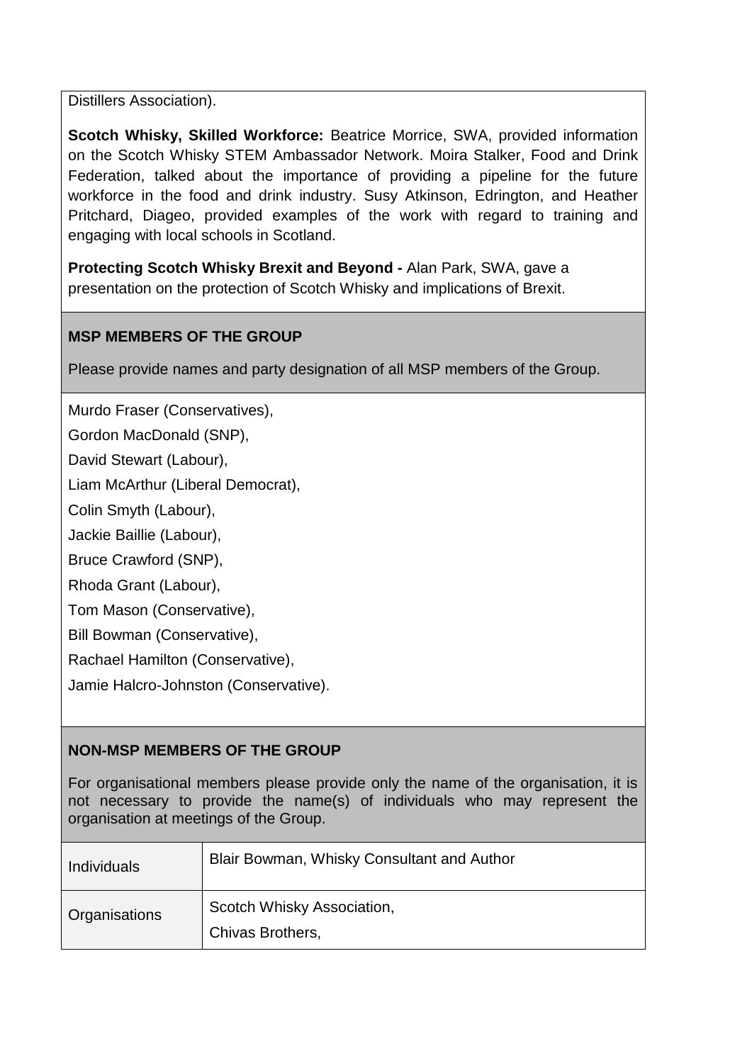Distillers Association).

**Scotch Whisky, Skilled Workforce:** Beatrice Morrice, SWA, provided information on the Scotch Whisky STEM Ambassador Network. Moira Stalker, Food and Drink Federation, talked about the importance of providing a pipeline for the future workforce in the food and drink industry. Susy Atkinson, Edrington, and Heather Pritchard, Diageo, provided examples of the work with regard to training and engaging with local schools in Scotland.

**Protecting Scotch Whisky Brexit and Beyond -** Alan Park, SWA, gave a presentation on the protection of Scotch Whisky and implications of Brexit.

**MSP MEMBERS OF THE GROUP**

Please provide names and party designation of all MSP members of the Group.

Murdo Fraser (Conservatives),

Gordon MacDonald (SNP),

David Stewart (Labour),

Liam McArthur (Liberal Democrat),

Colin Smyth (Labour),

Jackie Baillie (Labour),

Bruce Crawford (SNP),

Rhoda Grant (Labour),

Tom Mason (Conservative),

Bill Bowman (Conservative),

Rachael Hamilton (Conservative),

Jamie Halcro-Johnston (Conservative).

**NON-MSP MEMBERS OF THE GROUP**

For organisational members please provide only the name of the organisation, it is not necessary to provide the name(s) of individuals who may represent the organisation at meetings of the Group.

| | |
|---|---|
| Individuals | Blair Bowman, Whisky Consultant and Author |
| Organisations | Scotch Whisky Association,<br>Chivas Brothers, |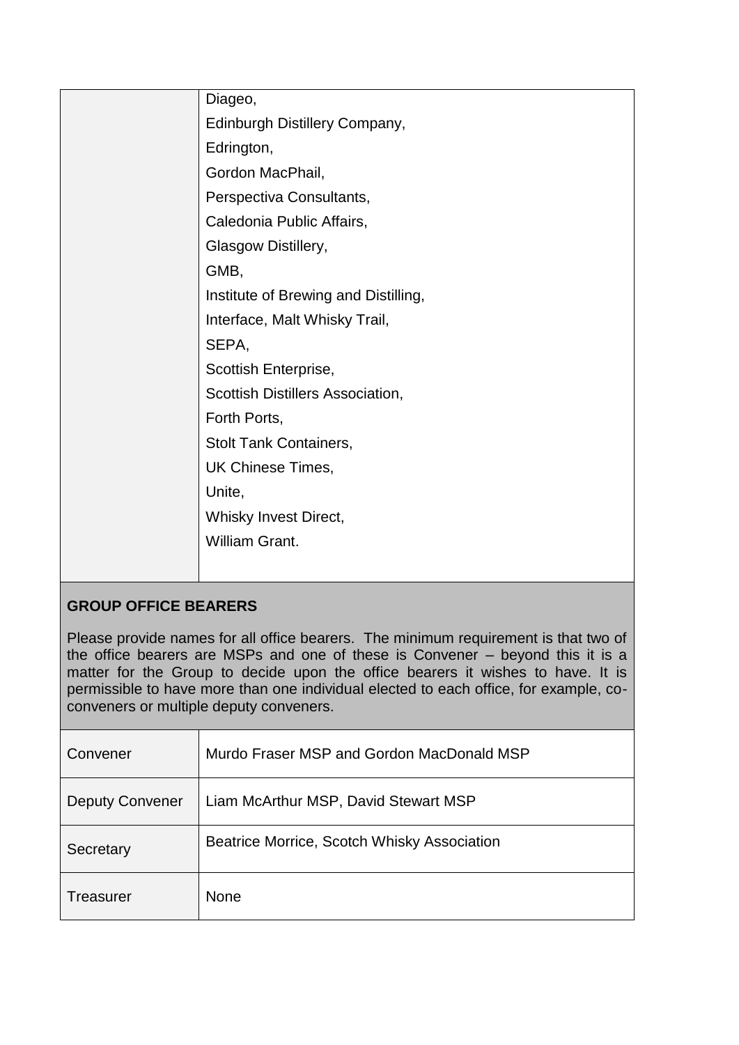| | |
|---|---|
| | Diageo,<br>Edinburgh Distillery Company,<br>Edrington,<br>Gordon MacPhail,<br>Perspectiva Consultants,<br>Caledonia Public Affairs,<br>Glasgow Distillery,<br>GMB,<br>Institute of Brewing and Distilling,<br>Interface, Malt Whisky Trail,<br>SEPA,<br>Scottish Enterprise,<br>Scottish Distillers Association,<br>Forth Ports,<br>Stolt Tank Containers,<br>UK Chinese Times,<br>Unite,<br>Whisky Invest Direct,<br>William Grant. |

**GROUP OFFICE BEARERS**

Please provide names for all office bearers. The minimum requirement is that two of the office bearers are MSPs and one of these is Convener – beyond this it is a matter for the Group to decide upon the office bearers it wishes to have. It is permissible to have more than one individual elected to each office, for example, co-conveners or multiple deputy conveners.

| | |
|---|---|
| Convener | Murdo Fraser MSP and Gordon MacDonald MSP |
| Deputy Convener | Liam McArthur MSP, David Stewart MSP |
| Secretary | Beatrice Morrice, Scotch Whisky Association |
| Treasurer | None |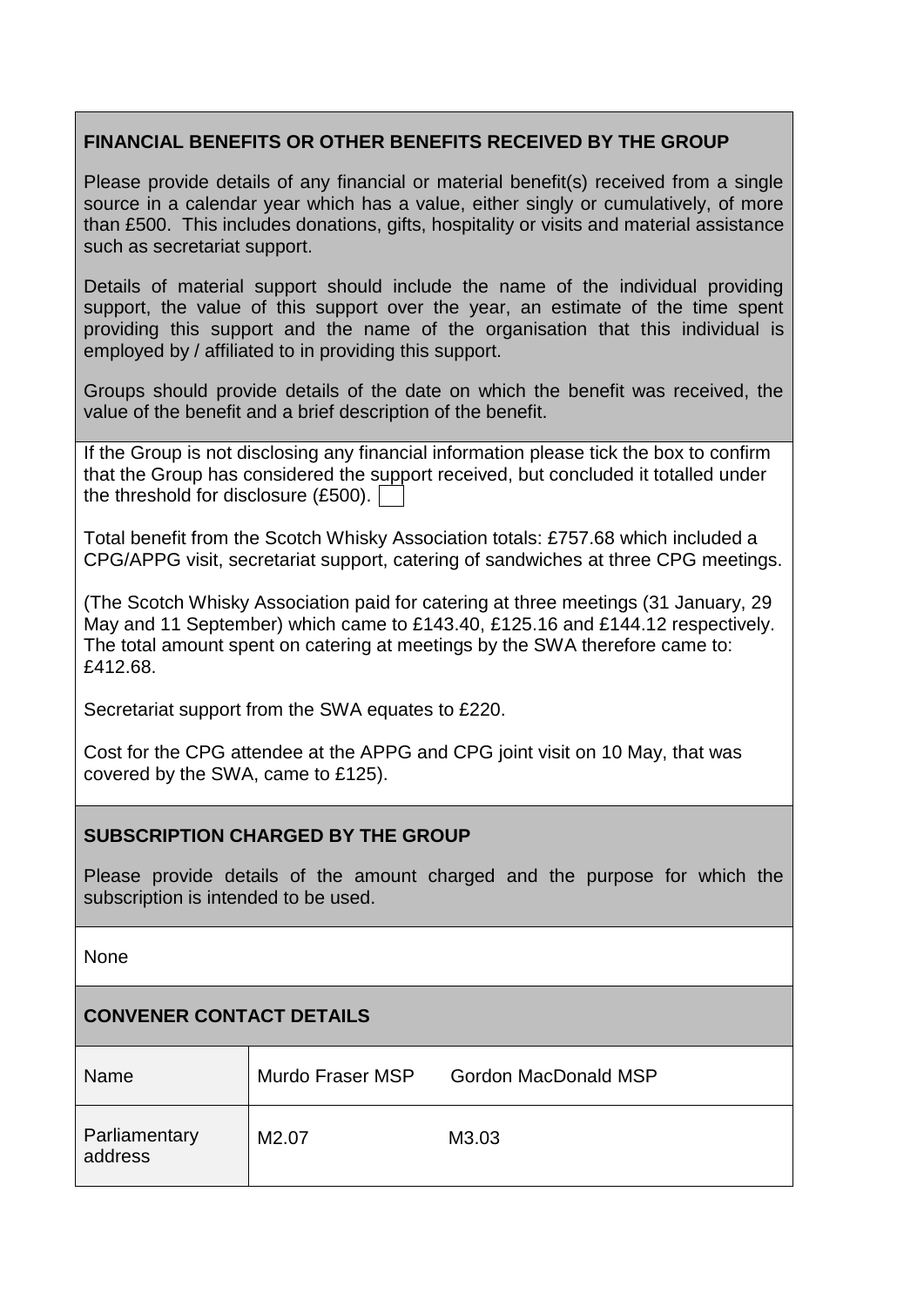## FINANCIAL BENEFITS OR OTHER BENEFITS RECEIVED BY THE GROUP

Please provide details of any financial or material benefit(s) received from a single source in a calendar year which has a value, either singly or cumulatively, of more than £500. This includes donations, gifts, hospitality or visits and material assistance such as secretariat support.

Details of material support should include the name of the individual providing support, the value of this support over the year, an estimate of the time spent providing this support and the name of the organisation that this individual is employed by / affiliated to in providing this support.

Groups should provide details of the date on which the benefit was received, the value of the benefit and a brief description of the benefit.

If the Group is not disclosing any financial information please tick the box to confirm that the Group has considered the support received, but concluded it totalled under the threshold for disclosure (£500). ☐

Total benefit from the Scotch Whisky Association totals: £757.68 which included a CPG/APPG visit, secretariat support, catering of sandwiches at three CPG meetings.

(The Scotch Whisky Association paid for catering at three meetings (31 January, 29 May and 11 September) which came to £143.40, £125.16 and £144.12 respectively. The total amount spent on catering at meetings by the SWA therefore came to: £412.68.

Secretariat support from the SWA equates to £220.

Cost for the CPG attendee at the APPG and CPG joint visit on 10 May, that was covered by the SWA, came to £125).

## SUBSCRIPTION CHARGED BY THE GROUP

Please provide details of the amount charged and the purpose for which the subscription is intended to be used.

None

## CONVENER CONTACT DETAILS

| Name | Murdo Fraser MSP | Gordon MacDonald MSP |
|---|---|---|
| Parliamentary address | M2.07 | M3.03 |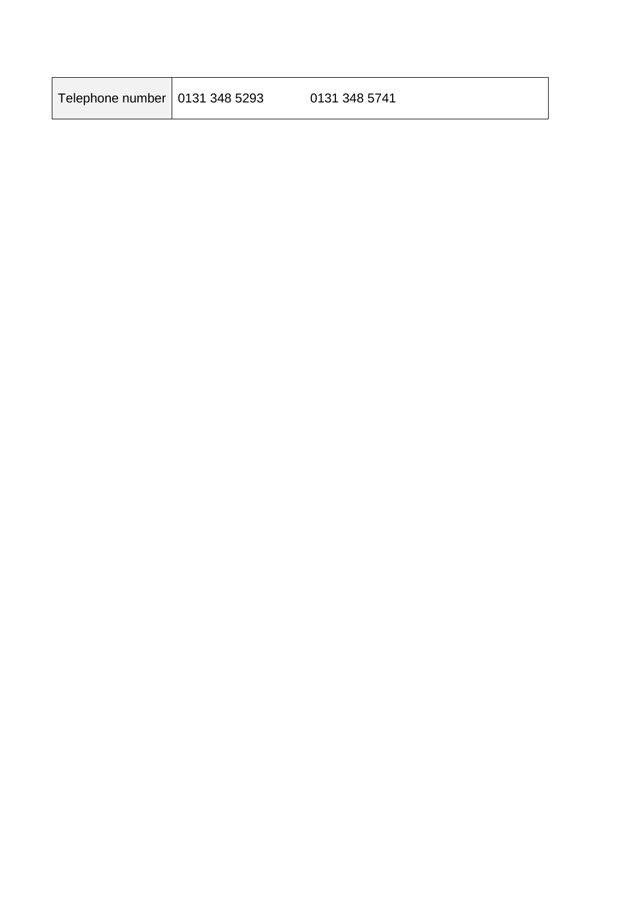| | |
|---|---|
| Telephone number | 0131 348 5293 0131 348 5741 |